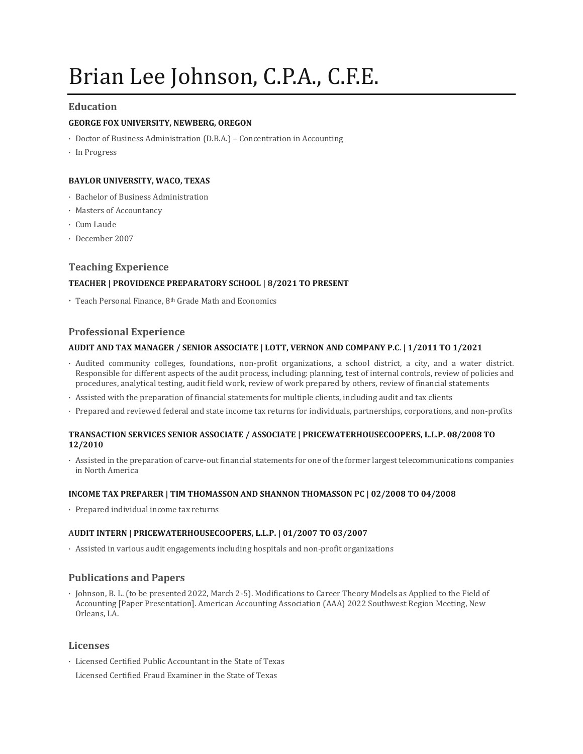# Brian Lee Johnson, C.P.A., C.F.E.

## Education

**GEORGE FOX UNIVERSITY, NEWBERG, OREGON**

- Doctor of Business Administration (D.B.A.) – Concentration in Accounting
- In Progress

**BAYLOR UNIVERSITY, WACO, TEXAS**

- Bachelor of Business Administration
- Masters of Accountancy
- Cum Laude
- December 2007

## Teaching Experience

**TEACHER | PROVIDENCE PREPARATORY SCHOOL | 8/2021 TO PRESENT**

- Teach Personal Finance, 8th Grade Math and Economics

## Professional Experience

**AUDIT AND TAX MANAGER / SENIOR ASSOCIATE | LOTT, VERNON AND COMPANY P.C. | 1/2011 TO 1/2021**

- Audited community colleges, foundations, non-profit organizations, a school district, a city, and a water district. Responsible for different aspects of the audit process, including: planning, test of internal controls, review of policies and procedures, analytical testing, audit field work, review of work prepared by others, review of financial statements
- Assisted with the preparation of financial statements for multiple clients, including audit and tax clients
- Prepared and reviewed federal and state income tax returns for individuals, partnerships, corporations, and non-profits

**TRANSACTION SERVICES SENIOR ASSOCIATE / ASSOCIATE | PRICEWATERHOUSECOOPERS, L.L.P. 08/2008 TO 12/2010**

- Assisted in the preparation of carve-out financial statements for one of the former largest telecommunications companies in North America

**INCOME TAX PREPARER | TIM THOMASSON AND SHANNON THOMASSON PC | 02/2008 TO 04/2008**

- Prepared individual income tax returns

**AUDIT INTERN | PRICEWATERHOUSECOOPERS, L.L.P. | 01/2007 TO 03/2007**

- Assisted in various audit engagements including hospitals and non-profit organizations

## Publications and Papers

- Johnson, B. L. (to be presented 2022, March 2-5). Modifications to Career Theory Models as Applied to the Field of Accounting [Paper Presentation]. American Accounting Association (AAA) 2022 Southwest Region Meeting, New Orleans, LA.

## Licenses

- Licensed Certified Public Accountant in the State of Texas

  Licensed Certified Fraud Examiner in the State of Texas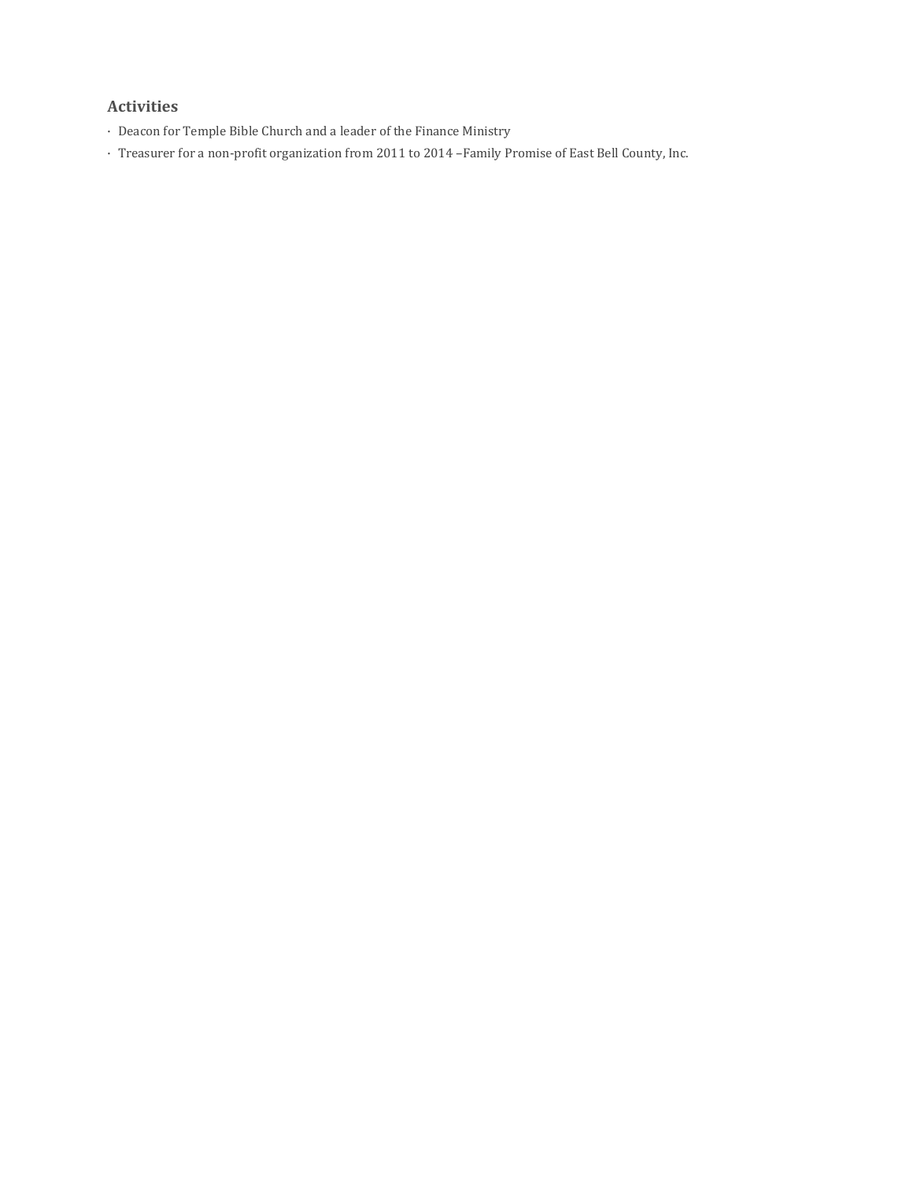## Activities

- Deacon for Temple Bible Church and a leader of the Finance Ministry
- Treasurer for a non-profit organization from 2011 to 2014 –Family Promise of East Bell County, Inc.